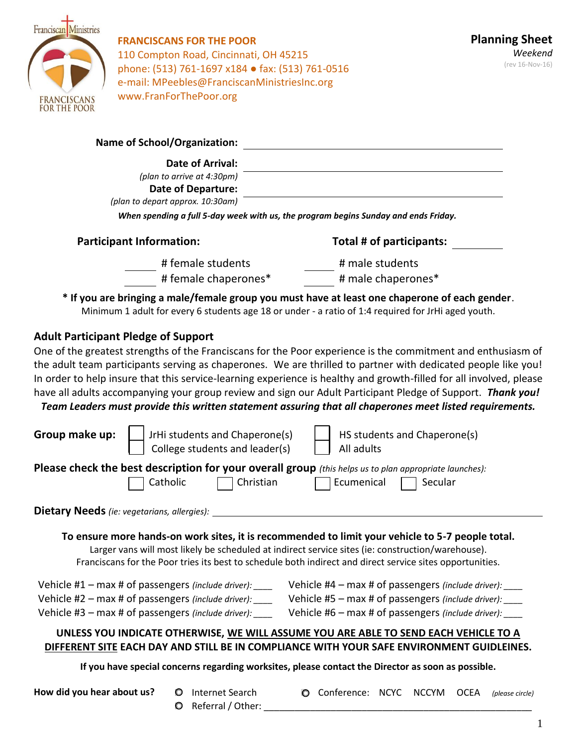**FRANCISCANS FOR THE POOR**
110 Compton Road, Cincinnati, OH 45215
phone: (513) 761-1697 x184 ● fax: (513) 761-0516
e-mail: MPeebles@FranciscanMinistriesInc.org
www.FranForThePoor.org

# Planning Sheet

*Weekend*

(rev 16-Nov-16)

**Name of School/Organization:** ______________________________

**Date of Arrival:** ______________________________
*(plan to arrive at 4:30pm)*

**Date of Departure:** ______________________________
*(plan to depart approx. 10:30am)*

***When spending a full 5-day week with us, the program begins Sunday and ends Friday.***

**Participant Information:** **Total # of participants:** ________

_____ # female students _____ # male students
_____ # female chaperones* _____ # male chaperones*

**\* If you are bringing a male/female group you must have at least one chaperone of each gender**.
Minimum 1 adult for every 6 students age 18 or under - a ratio of 1:4 required for JrHi aged youth.

## Adult Participant Pledge of Support

One of the greatest strengths of the Franciscans for the Poor experience is the commitment and enthusiasm of the adult team participants serving as chaperones. We are thrilled to partner with dedicated people like you! In order to help insure that this service-learning experience is healthy and growth-filled for all involved, please have all adults accompanying your group review and sign our Adult Participant Pledge of Support. ***Thank you!***
***Team Leaders must provide this written statement assuring that all chaperones meet listed requirements.***

**Group make up:**
☐ JrHi students and Chaperone(s) ☐ HS students and Chaperone(s)
☐ College students and leader(s) ☐ All adults

**Please check the best description for your overall group** *(this helps us to plan appropriate launches):*
☐ Catholic ☐ Christian ☐ Ecumenical ☐ Secular

**Dietary Needs** *(ie: vegetarians, allergies):* ______________________________

**To ensure more hands-on work sites, it is recommended to limit your vehicle to 5-7 people total.**
Larger vans will most likely be scheduled at indirect service sites (ie: construction/warehouse).
Franciscans for the Poor tries its best to schedule both indirect and direct service sites opportunities.

Vehicle #1 – max # of passengers *(include driver):* ____
Vehicle #2 – max # of passengers *(include driver):* ____
Vehicle #3 – max # of passengers *(include driver):* ____
Vehicle #4 – max # of passengers *(include driver):* ____
Vehicle #5 – max # of passengers *(include driver):* ____
Vehicle #6 – max # of passengers *(include driver):* ____

**UNLESS YOU INDICATE OTHERWISE, WE WILL ASSUME YOU ARE ABLE TO SEND EACH VEHICLE TO A DIFFERENT SITE EACH DAY AND STILL BE IN COMPLIANCE WITH YOUR SAFE ENVIRONMENT GUIDLEINES.**

**If you have special concerns regarding worksites, please contact the Director as soon as possible.**

**How did you hear about us?**
○ Internet Search ○ Conference: NCYC NCCYM OCEA *(please circle)*
○ Referral / Other: ______________________________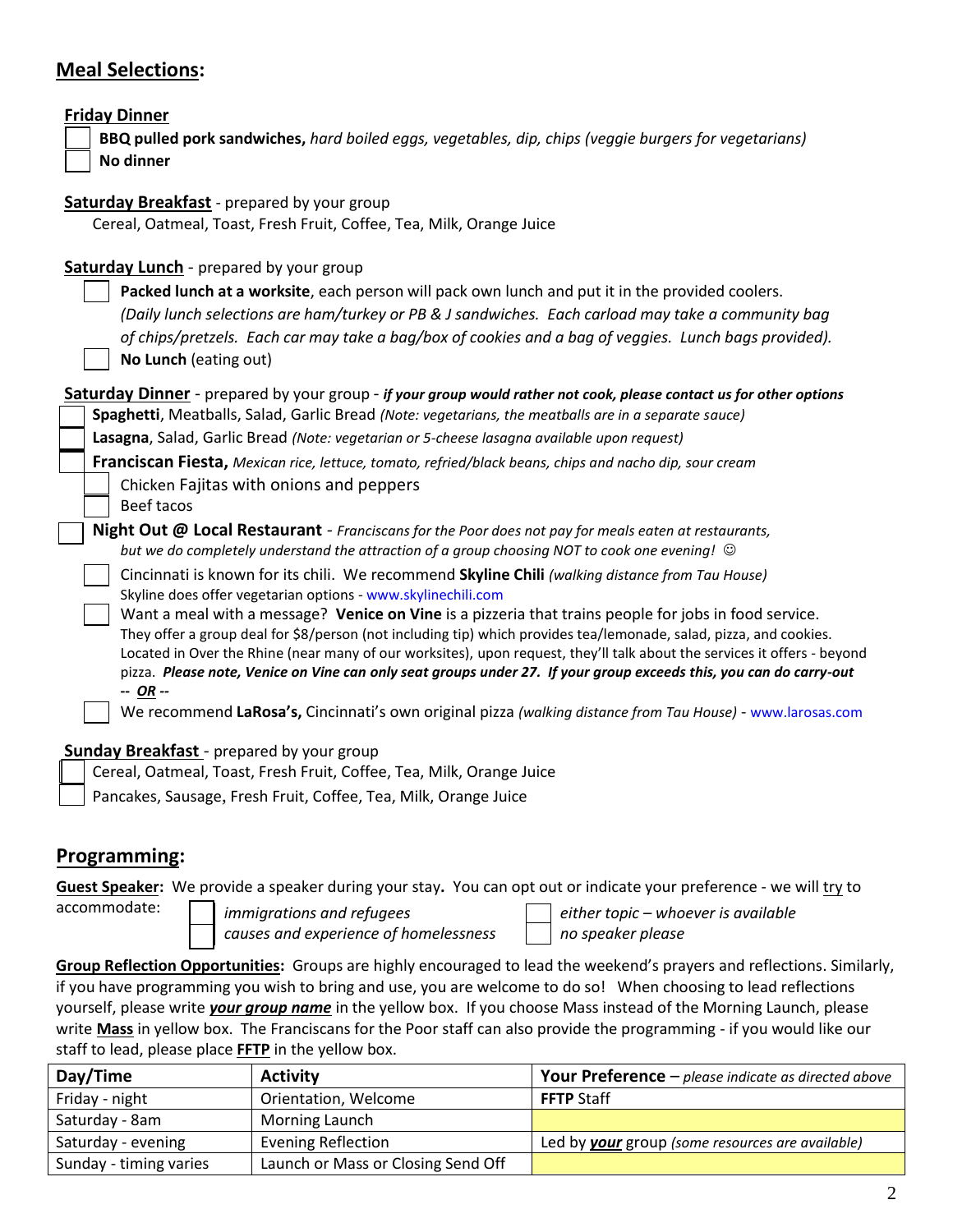## Meal Selections:

**Friday Dinner**

- ☐ **BBQ pulled pork sandwiches,** *hard boiled eggs, vegetables, dip, chips (veggie burgers for vegetarians)*
- ☐ **No dinner**

**Saturday Breakfast** - prepared by your group

Cereal, Oatmeal, Toast, Fresh Fruit, Coffee, Tea, Milk, Orange Juice

**Saturday Lunch** - prepared by your group

- ☐ **Packed lunch at a worksite**, each person will pack own lunch and put it in the provided coolers. *(Daily lunch selections are ham/turkey or PB & J sandwiches. Each carload may take a community bag of chips/pretzels. Each car may take a bag/box of cookies and a bag of veggies. Lunch bags provided).*
- ☐ **No Lunch** (eating out)

**Saturday Dinner** - prepared by your group - ***if your group would rather not cook, please contact us for other options***

- ☐ **Spaghetti**, Meatballs, Salad, Garlic Bread *(Note: vegetarians, the meatballs are in a separate sauce)*
- ☐ **Lasagna**, Salad, Garlic Bread *(Note: vegetarian or 5-cheese lasagna available upon request)*
- ☐ **Franciscan Fiesta,** *Mexican rice, lettuce, tomato, refried/black beans, chips and nacho dip, sour cream*
  - ☐ Chicken Fajitas with onions and peppers
  - ☐ Beef tacos
- ☐ **Night Out @ Local Restaurant** - *Franciscans for the Poor does not pay for meals eaten at restaurants, but we do completely understand the attraction of a group choosing NOT to cook one evening!* ☺
  - ☐ Cincinnati is known for its chili. We recommend **Skyline Chili** *(walking distance from Tau House)* Skyline does offer vegetarian options - www.skylinechili.com
  - ☐ Want a meal with a message? **Venice on Vine** is a pizzeria that trains people for jobs in food service. They offer a group deal for $8/person (not including tip) which provides tea/lemonade, salad, pizza, and cookies. Located in Over the Rhine (near many of our worksites), upon request, they'll talk about the services it offers - beyond pizza. ***Please note, Venice on Vine can only seat groups under 27. If your group exceeds this, you can do carry-out***

    ***-- OR --***
  - ☐ We recommend **LaRosa's,** Cincinnati's own original pizza *(walking distance from Tau House)* - www.larosas.com

**Sunday Breakfast** - prepared by your group

- ☐ Cereal, Oatmeal, Toast, Fresh Fruit, Coffee, Tea, Milk, Orange Juice
- ☐ Pancakes, Sausage, Fresh Fruit, Coffee, Tea, Milk, Orange Juice

## Programming:

**Guest Speaker:** We provide a speaker during your stay**.** You can opt out or indicate your preference - we will try to accommodate:

- ☐ *immigrations and refugees*
- ☐ *causes and experience of homelessness*
- ☐ *either topic – whoever is available*
- ☐ *no speaker please*

**Group Reflection Opportunities:** Groups are highly encouraged to lead the weekend's prayers and reflections. Similarly, if you have programming you wish to bring and use, you are welcome to do so! When choosing to lead reflections yourself, please write ***your group name*** in the yellow box. If you choose Mass instead of the Morning Launch, please write **Mass** in yellow box. The Franciscans for the Poor staff can also provide the programming - if you would like our staff to lead, please place **FFTP** in the yellow box.

| Day/Time | Activity | Your Preference – *please indicate as directed above* |
|---|---|---|
| Friday - night | Orientation, Welcome | **FFTP** Staff |
| Saturday - 8am | Morning Launch | |
| Saturday - evening | Evening Reflection | Led by ***your*** group *(some resources are available)* |
| Sunday - timing varies | Launch or Mass or Closing Send Off | |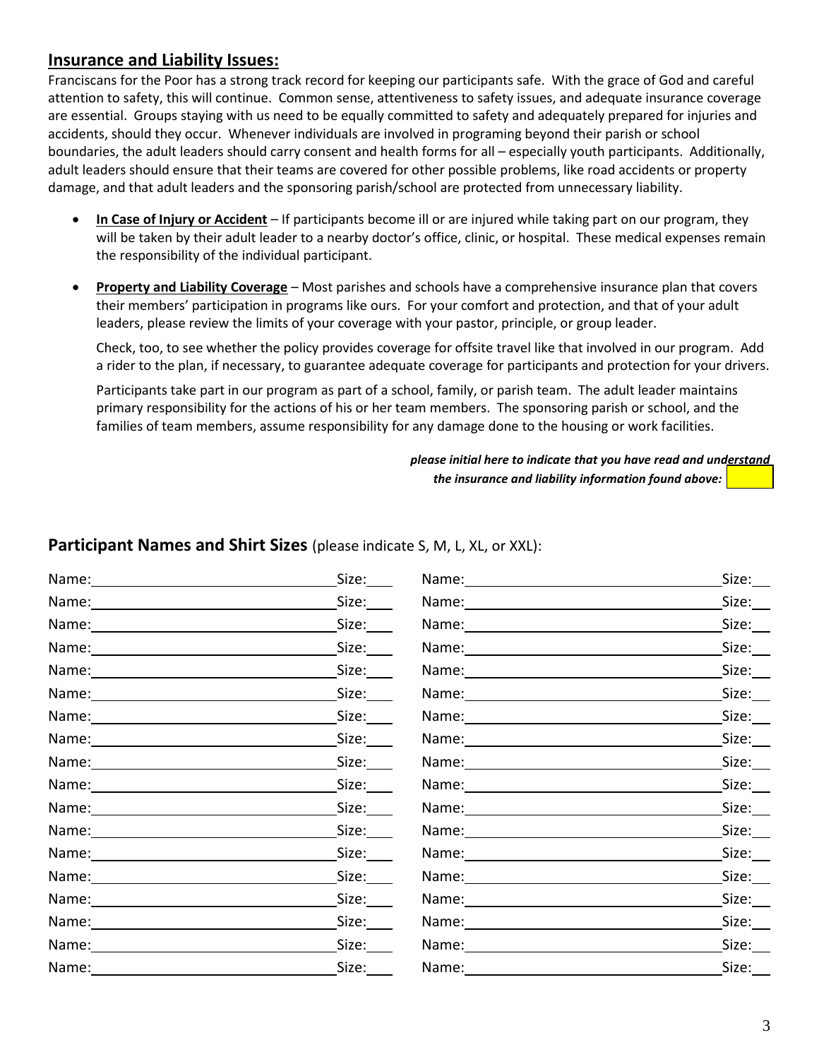## Insurance and Liability Issues:

Franciscans for the Poor has a strong track record for keeping our participants safe. With the grace of God and careful attention to safety, this will continue. Common sense, attentiveness to safety issues, and adequate insurance coverage are essential. Groups staying with us need to be equally committed to safety and adequately prepared for injuries and accidents, should they occur. Whenever individuals are involved in programing beyond their parish or school boundaries, the adult leaders should carry consent and health forms for all – especially youth participants. Additionally, adult leaders should ensure that their teams are covered for other possible problems, like road accidents or property damage, and that adult leaders and the sponsoring parish/school are protected from unnecessary liability.

- **In Case of Injury or Accident** – If participants become ill or are injured while taking part on our program, they will be taken by their adult leader to a nearby doctor's office, clinic, or hospital. These medical expenses remain the responsibility of the individual participant.

- **Property and Liability Coverage** – Most parishes and schools have a comprehensive insurance plan that covers their members' participation in programs like ours. For your comfort and protection, and that of your adult leaders, please review the limits of your coverage with your pastor, principle, or group leader.

  Check, too, to see whether the policy provides coverage for offsite travel like that involved in our program. Add a rider to the plan, if necessary, to guarantee adequate coverage for participants and protection for your drivers.

  Participants take part in our program as part of a school, family, or parish team. The adult leader maintains primary responsibility for the actions of his or her team members. The sponsoring parish or school, and the families of team members, assume responsibility for any damage done to the housing or work facilities.

***please initial here to indicate that you have read and understand the insurance and liability information found above:*** ______

## Participant Names and Shirt Sizes (please indicate S, M, L, XL, or XXL):

| Name: | Size: | Name: | Size: |
|---|---|---|---|
| Name: | Size: | Name: | Size: |
| Name: | Size: | Name: | Size: |
| Name: | Size: | Name: | Size: |
| Name: | Size: | Name: | Size: |
| Name: | Size: | Name: | Size: |
| Name: | Size: | Name: | Size: |
| Name: | Size: | Name: | Size: |
| Name: | Size: | Name: | Size: |
| Name: | Size: | Name: | Size: |
| Name: | Size: | Name: | Size: |
| Name: | Size: | Name: | Size: |
| Name: | Size: | Name: | Size: |
| Name: | Size: | Name: | Size: |
| Name: | Size: | Name: | Size: |
| Name: | Size: | Name: | Size: |
| Name: | Size: | Name: | Size: |
| Name: | Size: | Name: | Size: |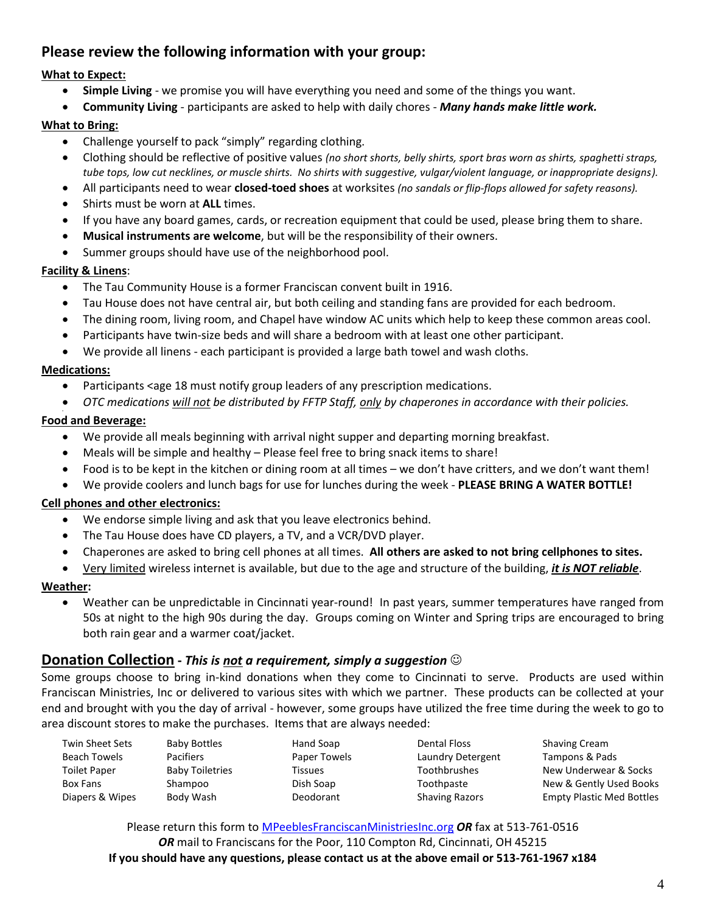## Please review the following information with your group:

**What to Expect:**

- **Simple Living** - we promise you will have everything you need and some of the things you want.
- **Community Living** - participants are asked to help with daily chores - ***Many hands make little work.***

**What to Bring:**

- Challenge yourself to pack "simply" regarding clothing.
- Clothing should be reflective of positive values *(no short shorts, belly shirts, sport bras worn as shirts, spaghetti straps, tube tops, low cut necklines, or muscle shirts. No shirts with suggestive, vulgar/violent language, or inappropriate designs).*
- All participants need to wear **closed-toed shoes** at worksites *(no sandals or flip-flops allowed for safety reasons).*
- Shirts must be worn at **ALL** times.
- If you have any board games, cards, or recreation equipment that could be used, please bring them to share.
- **Musical instruments are welcome**, but will be the responsibility of their owners.
- Summer groups should have use of the neighborhood pool.

**Facility & Linens**:

- The Tau Community House is a former Franciscan convent built in 1916.
- Tau House does not have central air, but both ceiling and standing fans are provided for each bedroom.
- The dining room, living room, and Chapel have window AC units which help to keep these common areas cool.
- Participants have twin-size beds and will share a bedroom with at least one other participant.
- We provide all linens - each participant is provided a large bath towel and wash cloths.

**Medications:**

- Participants <age 18 must notify group leaders of any prescription medications.
- *OTC medications will not be distributed by FFTP Staff, only by chaperones in accordance with their policies.*

**Food and Beverage:**

- We provide all meals beginning with arrival night supper and departing morning breakfast.
- Meals will be simple and healthy – Please feel free to bring snack items to share!
- Food is to be kept in the kitchen or dining room at all times – we don't have critters, and we don't want them!
- We provide coolers and lunch bags for use for lunches during the week - **PLEASE BRING A WATER BOTTLE!**

**Cell phones and other electronics:**

- We endorse simple living and ask that you leave electronics behind.
- The Tau House does have CD players, a TV, and a VCR/DVD player.
- Chaperones are asked to bring cell phones at all times. **All others are asked to not bring cellphones to sites.**
- Very limited wireless internet is available, but due to the age and structure of the building, ***it is NOT reliable***.

**Weather:**

- Weather can be unpredictable in Cincinnati year-round! In past years, summer temperatures have ranged from 50s at night to the high 90s during the day. Groups coming on Winter and Spring trips are encouraged to bring both rain gear and a warmer coat/jacket.

## Donation Collection - *This is not a requirement, simply a suggestion* ☺

Some groups choose to bring in-kind donations when they come to Cincinnati to serve. Products are used within Franciscan Ministries, Inc or delivered to various sites with which we partner. These products can be collected at your end and brought with you the day of arrival - however, some groups have utilized the free time during the week to go to area discount stores to make the purchases. Items that are always needed:

| | | | | |
|---|---|---|---|---|
| Twin Sheet Sets | Baby Bottles | Hand Soap | Dental Floss | Shaving Cream |
| Beach Towels | Pacifiers | Paper Towels | Laundry Detergent | Tampons & Pads |
| Toilet Paper | Baby Toiletries | Tissues | Toothbrushes | New Underwear & Socks |
| Box Fans | Shampoo | Dish Soap | Toothpaste | New & Gently Used Books |
| Diapers & Wipes | Body Wash | Deodorant | Shaving Razors | Empty Plastic Med Bottles |

Please return this form to MPeeblesFranciscanMinistriesInc.org ***OR*** fax at 513-761-0516
***OR*** mail to Franciscans for the Poor, 110 Compton Rd, Cincinnati, OH 45215
**If you should have any questions, please contact us at the above email or 513-761-1967 x184**